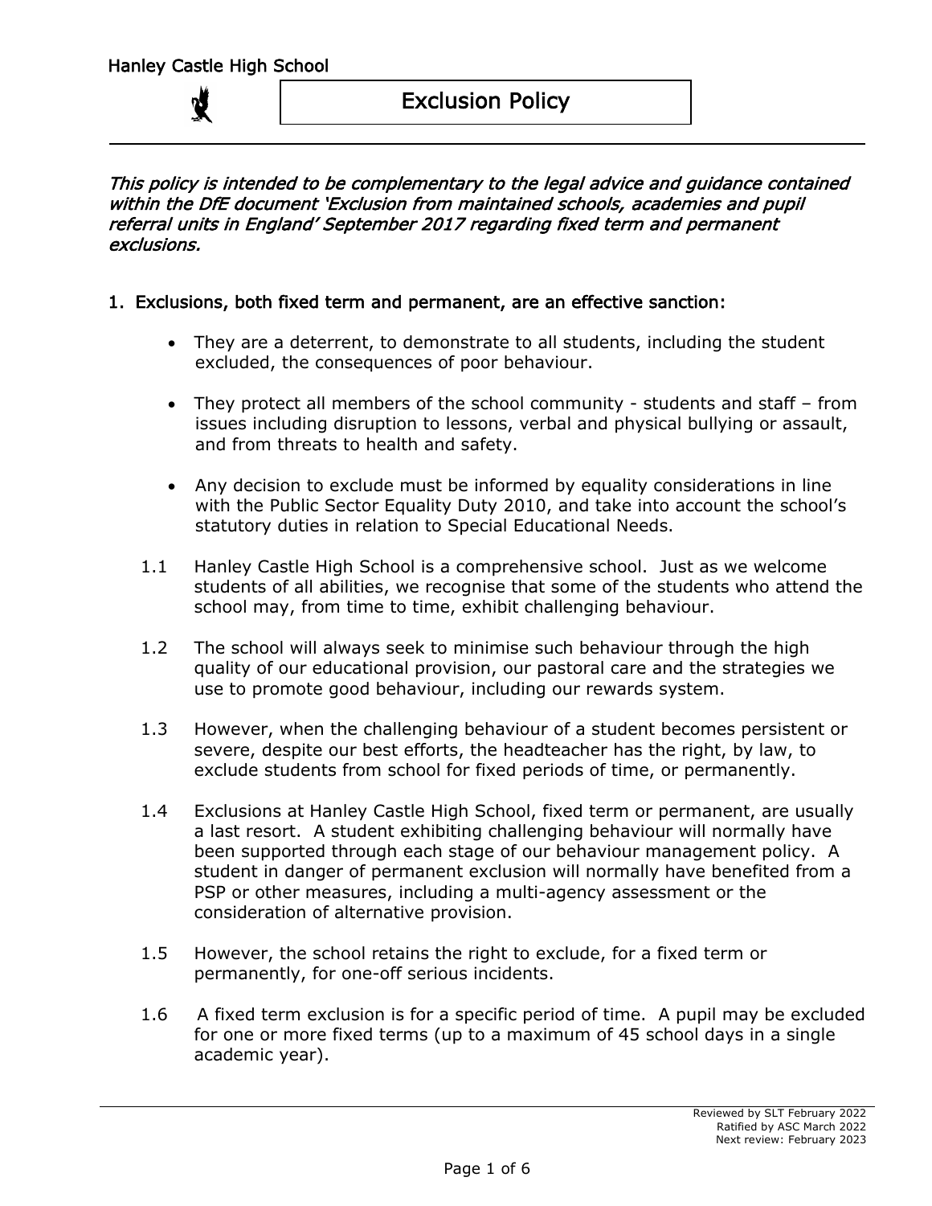Hanley Castle High School

# Exclusion Policy

*This policy is intended to be complementary to the legal advice and guidance contained within the DfE document 'Exclusion from maintained schools, academies and pupil referral units in England' September 2017 regarding fixed term and permanent exclusions.*

## 1. Exclusions, both fixed term and permanent, are an effective sanction:

- They are a deterrent, to demonstrate to all students, including the student excluded, the consequences of poor behaviour.
- They protect all members of the school community - students and staff – from issues including disruption to lessons, verbal and physical bullying or assault, and from threats to health and safety.
- Any decision to exclude must be informed by equality considerations in line with the Public Sector Equality Duty 2010, and take into account the school's statutory duties in relation to Special Educational Needs.

1.1 Hanley Castle High School is a comprehensive school. Just as we welcome students of all abilities, we recognise that some of the students who attend the school may, from time to time, exhibit challenging behaviour.

1.2 The school will always seek to minimise such behaviour through the high quality of our educational provision, our pastoral care and the strategies we use to promote good behaviour, including our rewards system.

1.3 However, when the challenging behaviour of a student becomes persistent or severe, despite our best efforts, the headteacher has the right, by law, to exclude students from school for fixed periods of time, or permanently.

1.4 Exclusions at Hanley Castle High School, fixed term or permanent, are usually a last resort. A student exhibiting challenging behaviour will normally have been supported through each stage of our behaviour management policy. A student in danger of permanent exclusion will normally have benefited from a PSP or other measures, including a multi-agency assessment or the consideration of alternative provision.

1.5 However, the school retains the right to exclude, for a fixed term or permanently, for one-off serious incidents.

1.6 A fixed term exclusion is for a specific period of time. A pupil may be excluded for one or more fixed terms (up to a maximum of 45 school days in a single academic year).

Reviewed by SLT February 2022
Ratified by ASC March 2022
Next review: February 2023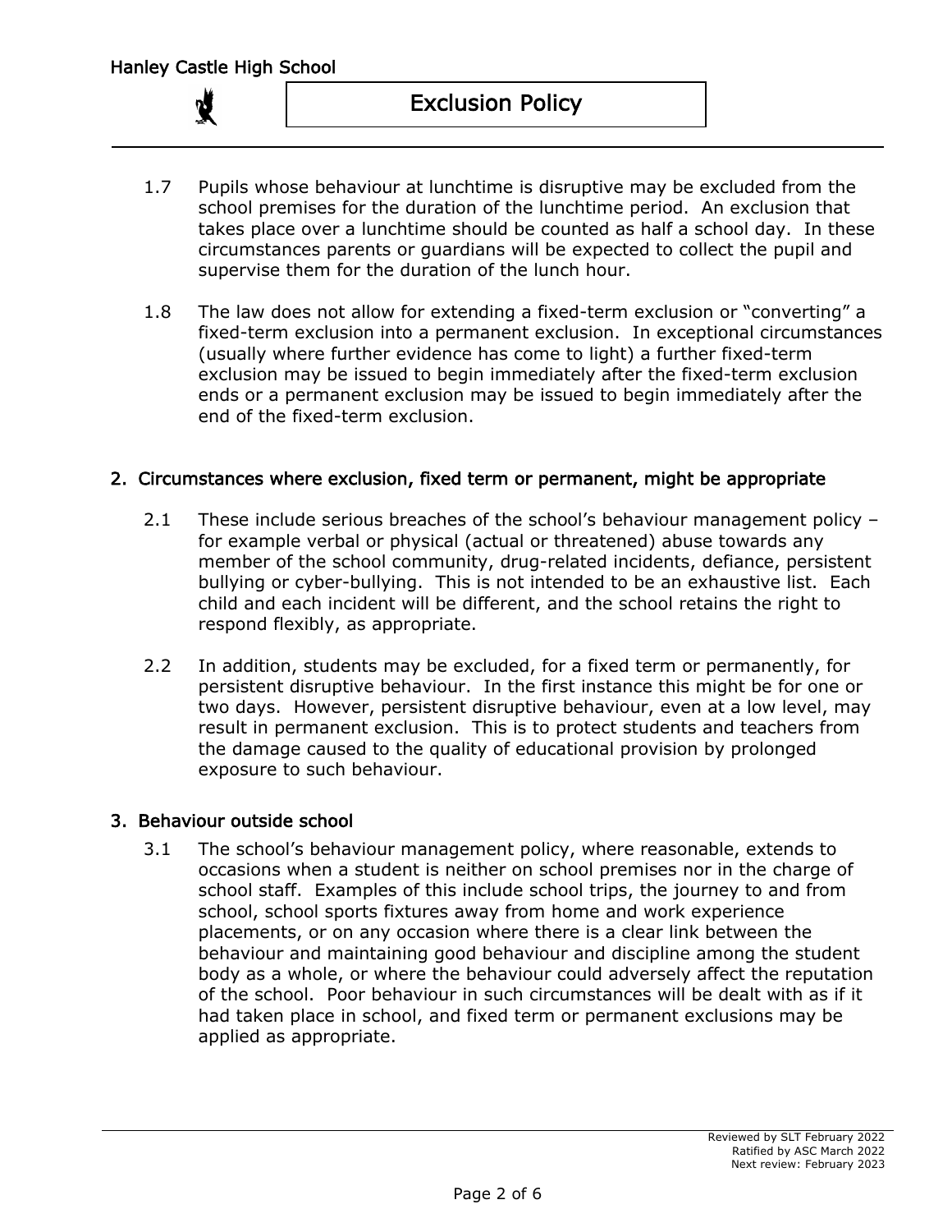1.7 Pupils whose behaviour at lunchtime is disruptive may be excluded from the school premises for the duration of the lunchtime period. An exclusion that takes place over a lunchtime should be counted as half a school day. In these circumstances parents or guardians will be expected to collect the pupil and supervise them for the duration of the lunch hour.

1.8 The law does not allow for extending a fixed-term exclusion or "converting" a fixed-term exclusion into a permanent exclusion. In exceptional circumstances (usually where further evidence has come to light) a further fixed-term exclusion may be issued to begin immediately after the fixed-term exclusion ends or a permanent exclusion may be issued to begin immediately after the end of the fixed-term exclusion.

## 2. Circumstances where exclusion, fixed term or permanent, might be appropriate

2.1 These include serious breaches of the school's behaviour management policy – for example verbal or physical (actual or threatened) abuse towards any member of the school community, drug-related incidents, defiance, persistent bullying or cyber-bullying. This is not intended to be an exhaustive list. Each child and each incident will be different, and the school retains the right to respond flexibly, as appropriate.

2.2 In addition, students may be excluded, for a fixed term or permanently, for persistent disruptive behaviour. In the first instance this might be for one or two days. However, persistent disruptive behaviour, even at a low level, may result in permanent exclusion. This is to protect students and teachers from the damage caused to the quality of educational provision by prolonged exposure to such behaviour.

## 3. Behaviour outside school

3.1 The school's behaviour management policy, where reasonable, extends to occasions when a student is neither on school premises nor in the charge of school staff. Examples of this include school trips, the journey to and from school, school sports fixtures away from home and work experience placements, or on any occasion where there is a clear link between the behaviour and maintaining good behaviour and discipline among the student body as a whole, or where the behaviour could adversely affect the reputation of the school. Poor behaviour in such circumstances will be dealt with as if it had taken place in school, and fixed term or permanent exclusions may be applied as appropriate.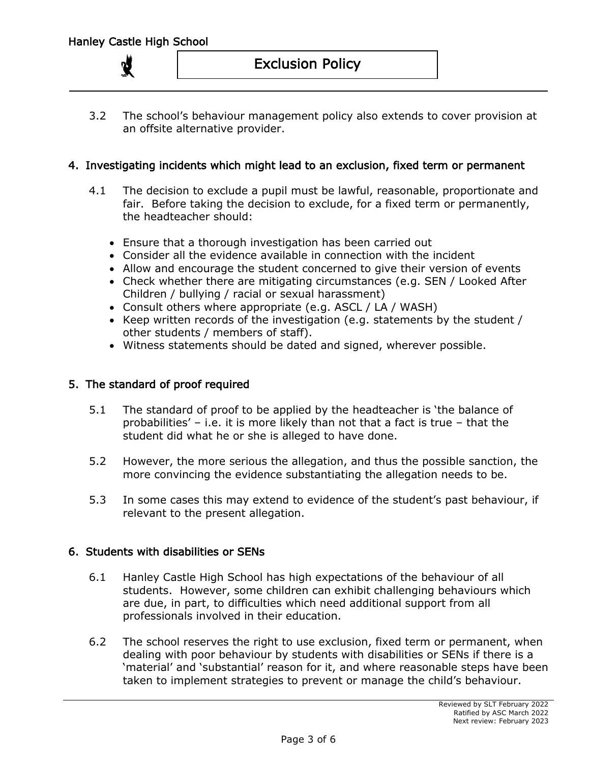3.2 The school's behaviour management policy also extends to cover provision at an offsite alternative provider.

## 4. Investigating incidents which might lead to an exclusion, fixed term or permanent

4.1 The decision to exclude a pupil must be lawful, reasonable, proportionate and fair. Before taking the decision to exclude, for a fixed term or permanently, the headteacher should:

- Ensure that a thorough investigation has been carried out
- Consider all the evidence available in connection with the incident
- Allow and encourage the student concerned to give their version of events
- Check whether there are mitigating circumstances (e.g. SEN / Looked After Children / bullying / racial or sexual harassment)
- Consult others where appropriate (e.g. ASCL / LA / WASH)
- Keep written records of the investigation (e.g. statements by the student / other students / members of staff).
- Witness statements should be dated and signed, wherever possible.

## 5. The standard of proof required

5.1 The standard of proof to be applied by the headteacher is 'the balance of probabilities' – i.e. it is more likely than not that a fact is true – that the student did what he or she is alleged to have done.

5.2 However, the more serious the allegation, and thus the possible sanction, the more convincing the evidence substantiating the allegation needs to be.

5.3 In some cases this may extend to evidence of the student's past behaviour, if relevant to the present allegation.

## 6. Students with disabilities or SENs

6.1 Hanley Castle High School has high expectations of the behaviour of all students. However, some children can exhibit challenging behaviours which are due, in part, to difficulties which need additional support from all professionals involved in their education.

6.2 The school reserves the right to use exclusion, fixed term or permanent, when dealing with poor behaviour by students with disabilities or SENs if there is a 'material' and 'substantial' reason for it, and where reasonable steps have been taken to implement strategies to prevent or manage the child's behaviour.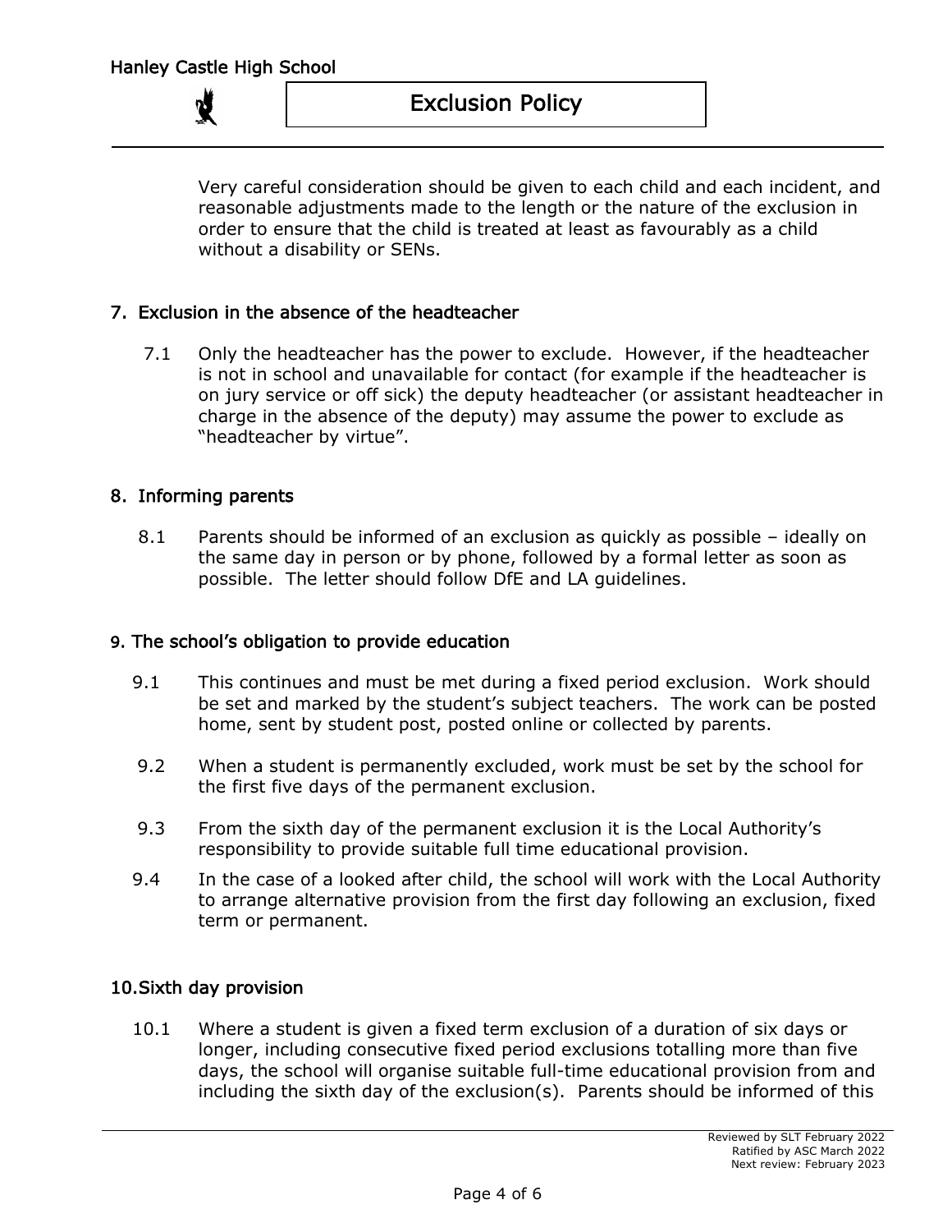Very careful consideration should be given to each child and each incident, and reasonable adjustments made to the length or the nature of the exclusion in order to ensure that the child is treated at least as favourably as a child without a disability or SENs.

## 7. Exclusion in the absence of the headteacher

7.1 Only the headteacher has the power to exclude. However, if the headteacher is not in school and unavailable for contact (for example if the headteacher is on jury service or off sick) the deputy headteacher (or assistant headteacher in charge in the absence of the deputy) may assume the power to exclude as "headteacher by virtue".

## 8. Informing parents

8.1 Parents should be informed of an exclusion as quickly as possible – ideally on the same day in person or by phone, followed by a formal letter as soon as possible. The letter should follow DfE and LA guidelines.

## 9. The school's obligation to provide education

9.1 This continues and must be met during a fixed period exclusion. Work should be set and marked by the student's subject teachers. The work can be posted home, sent by student post, posted online or collected by parents.

9.2 When a student is permanently excluded, work must be set by the school for the first five days of the permanent exclusion.

9.3 From the sixth day of the permanent exclusion it is the Local Authority's responsibility to provide suitable full time educational provision.

9.4 In the case of a looked after child, the school will work with the Local Authority to arrange alternative provision from the first day following an exclusion, fixed term or permanent.

## 10. Sixth day provision

10.1 Where a student is given a fixed term exclusion of a duration of six days or longer, including consecutive fixed period exclusions totalling more than five days, the school will organise suitable full-time educational provision from and including the sixth day of the exclusion(s). Parents should be informed of this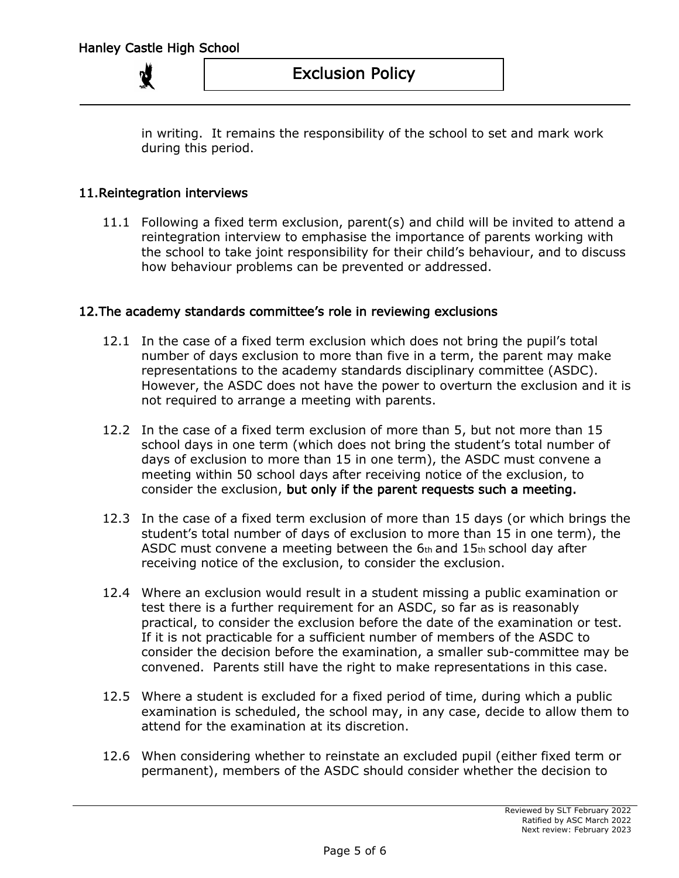in writing. It remains the responsibility of the school to set and mark work during this period.

## 11. Reintegration interviews

11.1 Following a fixed term exclusion, parent(s) and child will be invited to attend a reintegration interview to emphasise the importance of parents working with the school to take joint responsibility for their child's behaviour, and to discuss how behaviour problems can be prevented or addressed.

## 12. The academy standards committee's role in reviewing exclusions

12.1 In the case of a fixed term exclusion which does not bring the pupil's total number of days exclusion to more than five in a term, the parent may make representations to the academy standards disciplinary committee (ASDC). However, the ASDC does not have the power to overturn the exclusion and it is not required to arrange a meeting with parents.

12.2 In the case of a fixed term exclusion of more than 5, but not more than 15 school days in one term (which does not bring the student's total number of days of exclusion to more than 15 in one term), the ASDC must convene a meeting within 50 school days after receiving notice of the exclusion, to consider the exclusion, **but only if the parent requests such a meeting.**

12.3 In the case of a fixed term exclusion of more than 15 days (or which brings the student's total number of days of exclusion to more than 15 in one term), the ASDC must convene a meeting between the 6th and 15th school day after receiving notice of the exclusion, to consider the exclusion.

12.4 Where an exclusion would result in a student missing a public examination or test there is a further requirement for an ASDC, so far as is reasonably practical, to consider the exclusion before the date of the examination or test. If it is not practicable for a sufficient number of members of the ASDC to consider the decision before the examination, a smaller sub-committee may be convened. Parents still have the right to make representations in this case.

12.5 Where a student is excluded for a fixed period of time, during which a public examination is scheduled, the school may, in any case, decide to allow them to attend for the examination at its discretion.

12.6 When considering whether to reinstate an excluded pupil (either fixed term or permanent), members of the ASDC should consider whether the decision to

Reviewed by SLT February 2022
Ratified by ASC March 2022
Next review: February 2023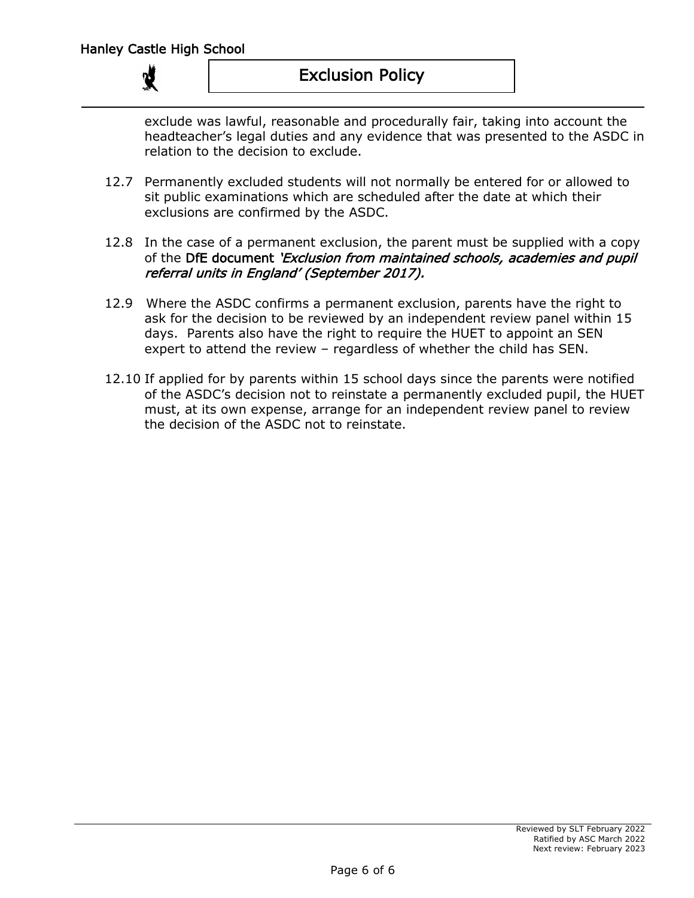exclude was lawful, reasonable and procedurally fair, taking into account the headteacher's legal duties and any evidence that was presented to the ASDC in relation to the decision to exclude.

12.7 Permanently excluded students will not normally be entered for or allowed to sit public examinations which are scheduled after the date at which their exclusions are confirmed by the ASDC.

12.8 In the case of a permanent exclusion, the parent must be supplied with a copy of the DfE document *'Exclusion from maintained schools, academies and pupil referral units in England' (September 2017).*

12.9 Where the ASDC confirms a permanent exclusion, parents have the right to ask for the decision to be reviewed by an independent review panel within 15 days. Parents also have the right to require the HUET to appoint an SEN expert to attend the review – regardless of whether the child has SEN.

12.10 If applied for by parents within 15 school days since the parents were notified of the ASDC's decision not to reinstate a permanently excluded pupil, the HUET must, at its own expense, arrange for an independent review panel to review the decision of the ASDC not to reinstate.

Reviewed by SLT February 2022
Ratified by ASC March 2022
Next review: February 2023